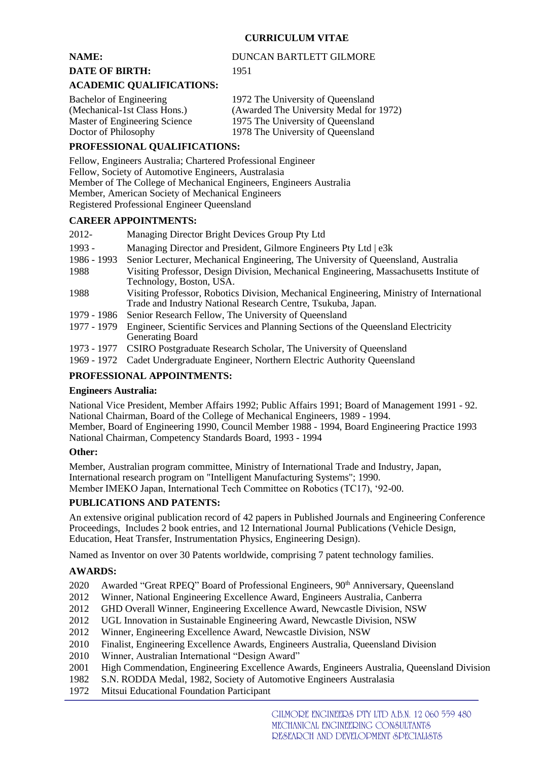# CURRICULUM VITAE

**NAME:** DUNCAN BARTLETT GILMORE

**DATE OF BIRTH:** 1951

## ACADEMIC QUALIFICATIONS:

| | |
|---|---|
| Bachelor of Engineering (Mechanical-1st Class Hons.) | 1972 The University of Queensland (Awarded The University Medal for 1972) |
| Master of Engineering Science | 1975 The University of Queensland |
| Doctor of Philosophy | 1978 The University of Queensland |

## PROFESSIONAL QUALIFICATIONS:

Fellow, Engineers Australia; Chartered Professional Engineer
Fellow, Society of Automotive Engineers, Australasia
Member of The College of Mechanical Engineers, Engineers Australia
Member, American Society of Mechanical Engineers
Registered Professional Engineer Queensland

## CAREER APPOINTMENTS:

| | |
|---|---|
| 2012- | Managing Director Bright Devices Group Pty Ltd |
| 1993 - | Managing Director and President, Gilmore Engineers Pty Ltd \| e3k |
| 1986 - 1993 | Senior Lecturer, Mechanical Engineering, The University of Queensland, Australia |
| 1988 | Visiting Professor, Design Division, Mechanical Engineering, Massachusetts Institute of Technology, Boston, USA. |
| 1988 | Visiting Professor, Robotics Division, Mechanical Engineering, Ministry of International Trade and Industry National Research Centre, Tsukuba, Japan. |
| 1979 - 1986 | Senior Research Fellow, The University of Queensland |
| 1977 - 1979 | Engineer, Scientific Services and Planning Sections of the Queensland Electricity Generating Board |
| 1973 - 1977 | CSIRO Postgraduate Research Scholar, The University of Queensland |
| 1969 - 1972 | Cadet Undergraduate Engineer, Northern Electric Authority Queensland |

## PROFESSIONAL APPOINTMENTS:

### Engineers Australia:

National Vice President, Member Affairs 1992; Public Affairs 1991; Board of Management 1991 - 92.
National Chairman, Board of the College of Mechanical Engineers, 1989 - 1994.
Member, Board of Engineering 1990, Council Member 1988 - 1994, Board Engineering Practice 1993
National Chairman, Competency Standards Board, 1993 - 1994

### Other:

Member, Australian program committee, Ministry of International Trade and Industry, Japan, International research program on "Intelligent Manufacturing Systems"; 1990.
Member IMEKO Japan, International Tech Committee on Robotics (TC17), '92-00.

## PUBLICATIONS AND PATENTS:

An extensive original publication record of 42 papers in Published Journals and Engineering Conference Proceedings, Includes 2 book entries, and 12 International Journal Publications (Vehicle Design, Education, Heat Transfer, Instrumentation Physics, Engineering Design).

Named as Inventor on over 30 Patents worldwide, comprising 7 patent technology families.

## AWARDS:

| | |
|---|---|
| 2020 | Awarded "Great RPEQ" Board of Professional Engineers, 90th Anniversary, Queensland |
| 2012 | Winner, National Engineering Excellence Award, Engineers Australia, Canberra |
| 2012 | GHD Overall Winner, Engineering Excellence Award, Newcastle Division, NSW |
| 2012 | UGL Innovation in Sustainable Engineering Award, Newcastle Division, NSW |
| 2012 | Winner, Engineering Excellence Award, Newcastle Division, NSW |
| 2010 | Finalist, Engineering Excellence Awards, Engineers Australia, Queensland Division |
| 2010 | Winner, Australian International "Design Award" |
| 2001 | High Commendation, Engineering Excellence Awards, Engineers Australia, Queensland Division |
| 1982 | S.N. RODDA Medal, 1982, Society of Automotive Engineers Australasia |
| 1972 | Mitsui Educational Foundation Participant |

GILMORE ENGINEERS PTY LTD A.B.N. 12 060 559 480
MECHANICAL ENGINEERING CONSULTANTS
RESEARCH AND DEVELOPMENT SPECIALISTS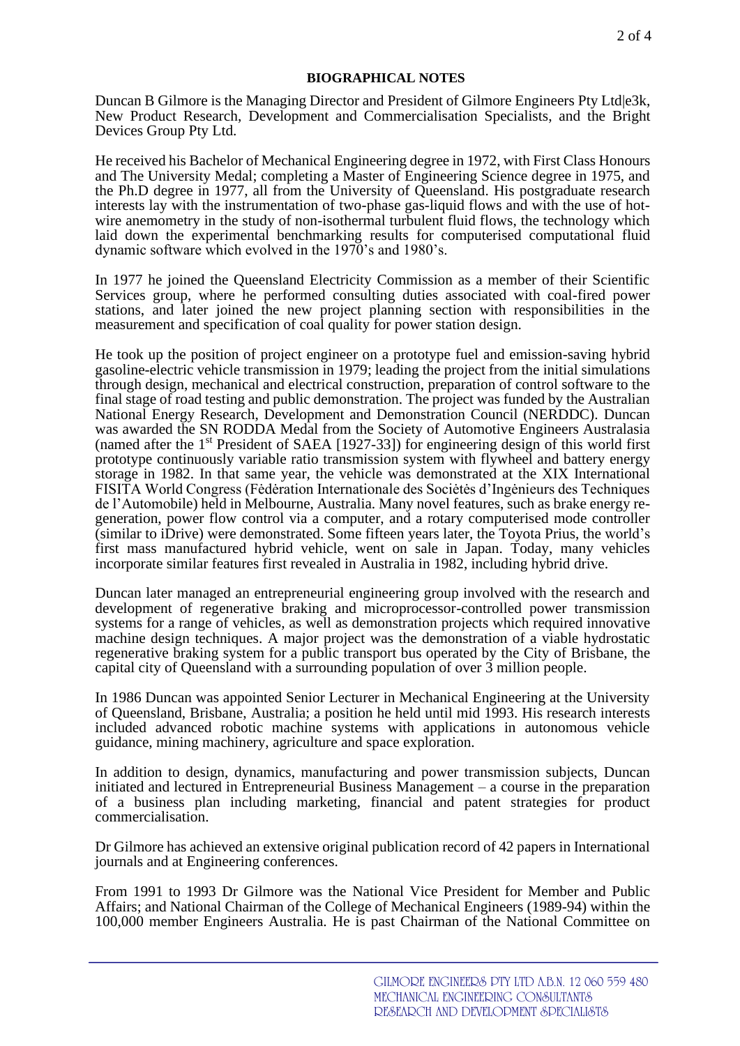**BIOGRAPHICAL NOTES**

Duncan B Gilmore is the Managing Director and President of Gilmore Engineers Pty Ltd|e3k, New Product Research, Development and Commercialisation Specialists, and the Bright Devices Group Pty Ltd.

He received his Bachelor of Mechanical Engineering degree in 1972, with First Class Honours and The University Medal; completing a Master of Engineering Science degree in 1975, and the Ph.D degree in 1977, all from the University of Queensland. His postgraduate research interests lay with the instrumentation of two-phase gas-liquid flows and with the use of hot-wire anemometry in the study of non-isothermal turbulent fluid flows, the technology which laid down the experimental benchmarking results for computerised computational fluid dynamic software which evolved in the 1970's and 1980's.

In 1977 he joined the Queensland Electricity Commission as a member of their Scientific Services group, where he performed consulting duties associated with coal-fired power stations, and later joined the new project planning section with responsibilities in the measurement and specification of coal quality for power station design.

He took up the position of project engineer on a prototype fuel and emission-saving hybrid gasoline-electric vehicle transmission in 1979; leading the project from the initial simulations through design, mechanical and electrical construction, preparation of control software to the final stage of road testing and public demonstration. The project was funded by the Australian National Energy Research, Development and Demonstration Council (NERDDC). Duncan was awarded the SN RODDA Medal from the Society of Automotive Engineers Australasia (named after the 1st President of SAEA [1927-33]) for engineering design of this world first prototype continuously variable ratio transmission system with flywheel and battery energy storage in 1982. In that same year, the vehicle was demonstrated at the XIX International FISITA World Congress (Fėdėration Internationale des Sociėtės d'Ingėnieurs des Techniques de l'Automobile) held in Melbourne, Australia. Many novel features, such as brake energy re-generation, power flow control via a computer, and a rotary computerised mode controller (similar to iDrive) were demonstrated. Some fifteen years later, the Toyota Prius, the world's first mass manufactured hybrid vehicle, went on sale in Japan. Today, many vehicles incorporate similar features first revealed in Australia in 1982, including hybrid drive.

Duncan later managed an entrepreneurial engineering group involved with the research and development of regenerative braking and microprocessor-controlled power transmission systems for a range of vehicles, as well as demonstration projects which required innovative machine design techniques. A major project was the demonstration of a viable hydrostatic regenerative braking system for a public transport bus operated by the City of Brisbane, the capital city of Queensland with a surrounding population of over 3 million people.

In 1986 Duncan was appointed Senior Lecturer in Mechanical Engineering at the University of Queensland, Brisbane, Australia; a position he held until mid 1993. His research interests included advanced robotic machine systems with applications in autonomous vehicle guidance, mining machinery, agriculture and space exploration.

In addition to design, dynamics, manufacturing and power transmission subjects, Duncan initiated and lectured in Entrepreneurial Business Management – a course in the preparation of a business plan including marketing, financial and patent strategies for product commercialisation.

Dr Gilmore has achieved an extensive original publication record of 42 papers in International journals and at Engineering conferences.

From 1991 to 1993 Dr Gilmore was the National Vice President for Member and Public Affairs; and National Chairman of the College of Mechanical Engineers (1989-94) within the 100,000 member Engineers Australia. He is past Chairman of the National Committee on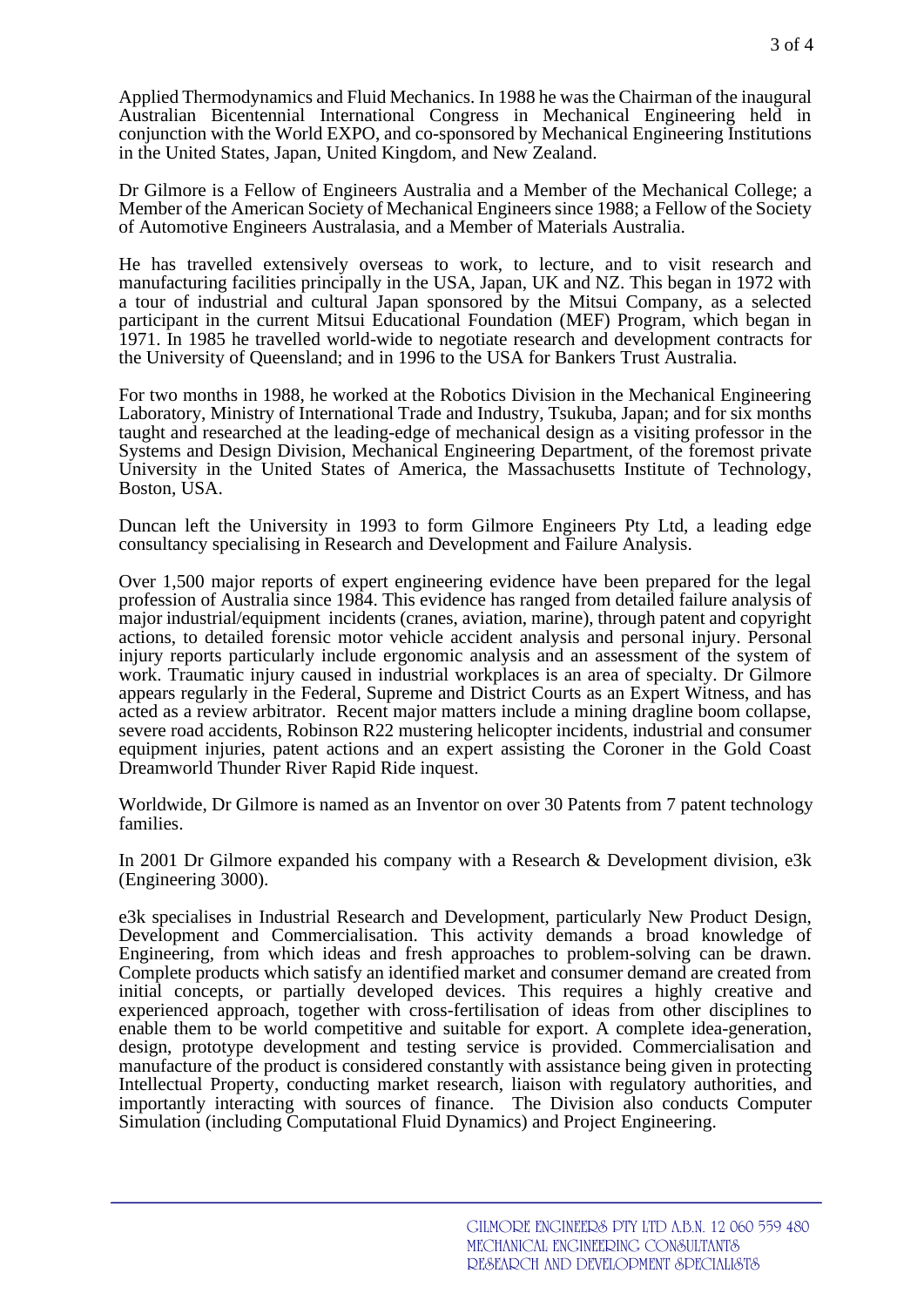Applied Thermodynamics and Fluid Mechanics. In 1988 he was the Chairman of the inaugural Australian Bicentennial International Congress in Mechanical Engineering held in conjunction with the World EXPO, and co-sponsored by Mechanical Engineering Institutions in the United States, Japan, United Kingdom, and New Zealand.

Dr Gilmore is a Fellow of Engineers Australia and a Member of the Mechanical College; a Member of the American Society of Mechanical Engineers since 1988; a Fellow of the Society of Automotive Engineers Australasia, and a Member of Materials Australia.

He has travelled extensively overseas to work, to lecture, and to visit research and manufacturing facilities principally in the USA, Japan, UK and NZ. This began in 1972 with a tour of industrial and cultural Japan sponsored by the Mitsui Company, as a selected participant in the current Mitsui Educational Foundation (MEF) Program, which began in 1971. In 1985 he travelled world-wide to negotiate research and development contracts for the University of Queensland; and in 1996 to the USA for Bankers Trust Australia.

For two months in 1988, he worked at the Robotics Division in the Mechanical Engineering Laboratory, Ministry of International Trade and Industry, Tsukuba, Japan; and for six months taught and researched at the leading-edge of mechanical design as a visiting professor in the Systems and Design Division, Mechanical Engineering Department, of the foremost private University in the United States of America, the Massachusetts Institute of Technology, Boston, USA.

Duncan left the University in 1993 to form Gilmore Engineers Pty Ltd, a leading edge consultancy specialising in Research and Development and Failure Analysis.

Over 1,500 major reports of expert engineering evidence have been prepared for the legal profession of Australia since 1984. This evidence has ranged from detailed failure analysis of major industrial/equipment incidents (cranes, aviation, marine), through patent and copyright actions, to detailed forensic motor vehicle accident analysis and personal injury. Personal injury reports particularly include ergonomic analysis and an assessment of the system of work. Traumatic injury caused in industrial workplaces is an area of specialty. Dr Gilmore appears regularly in the Federal, Supreme and District Courts as an Expert Witness, and has acted as a review arbitrator. Recent major matters include a mining dragline boom collapse, severe road accidents, Robinson R22 mustering helicopter incidents, industrial and consumer equipment injuries, patent actions and an expert assisting the Coroner in the Gold Coast Dreamworld Thunder River Rapid Ride inquest.

Worldwide, Dr Gilmore is named as an Inventor on over 30 Patents from 7 patent technology families.

In 2001 Dr Gilmore expanded his company with a Research & Development division, e3k (Engineering 3000).

e3k specialises in Industrial Research and Development, particularly New Product Design, Development and Commercialisation. This activity demands a broad knowledge of Engineering, from which ideas and fresh approaches to problem-solving can be drawn. Complete products which satisfy an identified market and consumer demand are created from initial concepts, or partially developed devices. This requires a highly creative and experienced approach, together with cross-fertilisation of ideas from other disciplines to enable them to be world competitive and suitable for export. A complete idea-generation, design, prototype development and testing service is provided. Commercialisation and manufacture of the product is considered constantly with assistance being given in protecting Intellectual Property, conducting market research, liaison with regulatory authorities, and importantly interacting with sources of finance. The Division also conducts Computer Simulation (including Computational Fluid Dynamics) and Project Engineering.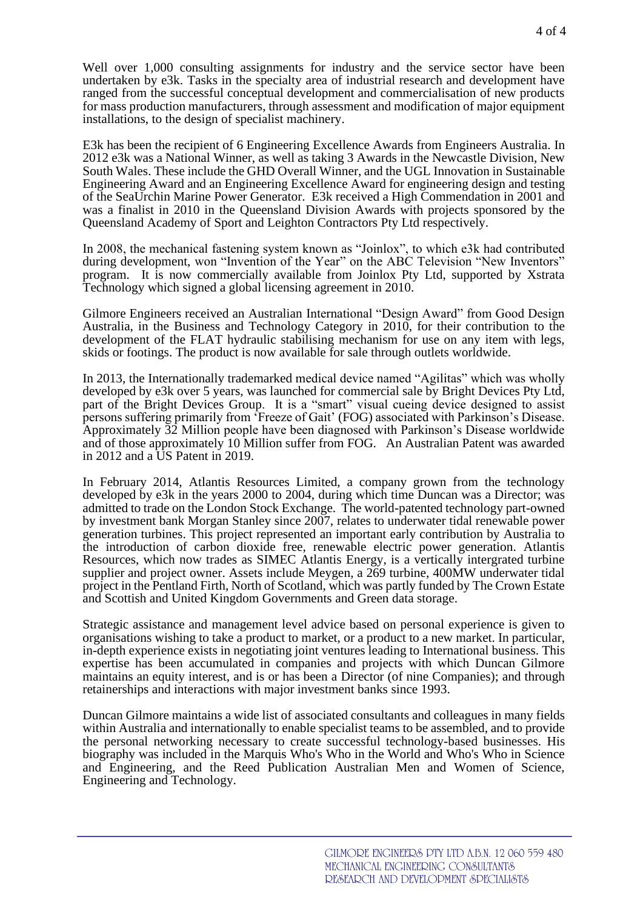Well over 1,000 consulting assignments for industry and the service sector have been undertaken by e3k. Tasks in the specialty area of industrial research and development have ranged from the successful conceptual development and commercialisation of new products for mass production manufacturers, through assessment and modification of major equipment installations, to the design of specialist machinery.

E3k has been the recipient of 6 Engineering Excellence Awards from Engineers Australia. In 2012 e3k was a National Winner, as well as taking 3 Awards in the Newcastle Division, New South Wales. These include the GHD Overall Winner, and the UGL Innovation in Sustainable Engineering Award and an Engineering Excellence Award for engineering design and testing of the SeaUrchin Marine Power Generator. E3k received a High Commendation in 2001 and was a finalist in 2010 in the Queensland Division Awards with projects sponsored by the Queensland Academy of Sport and Leighton Contractors Pty Ltd respectively.

In 2008, the mechanical fastening system known as "Joinlox", to which e3k had contributed during development, won "Invention of the Year" on the ABC Television "New Inventors" program. It is now commercially available from Joinlox Pty Ltd, supported by Xstrata Technology which signed a global licensing agreement in 2010.

Gilmore Engineers received an Australian International "Design Award" from Good Design Australia, in the Business and Technology Category in 2010, for their contribution to the development of the FLAT hydraulic stabilising mechanism for use on any item with legs, skids or footings. The product is now available for sale through outlets worldwide.

In 2013, the Internationally trademarked medical device named "Agilitas" which was wholly developed by e3k over 5 years, was launched for commercial sale by Bright Devices Pty Ltd, part of the Bright Devices Group. It is a "smart" visual cueing device designed to assist persons suffering primarily from 'Freeze of Gait' (FOG) associated with Parkinson's Disease. Approximately 32 Million people have been diagnosed with Parkinson's Disease worldwide and of those approximately 10 Million suffer from FOG. An Australian Patent was awarded in 2012 and a US Patent in 2019.

In February 2014, Atlantis Resources Limited, a company grown from the technology developed by e3k in the years 2000 to 2004, during which time Duncan was a Director; was admitted to trade on the London Stock Exchange. The world-patented technology part-owned by investment bank Morgan Stanley since 2007, relates to underwater tidal renewable power generation turbines. This project represented an important early contribution by Australia to the introduction of carbon dioxide free, renewable electric power generation. Atlantis Resources, which now trades as SIMEC Atlantis Energy, is a vertically intergrated turbine supplier and project owner. Assets include Meygen, a 269 turbine, 400MW underwater tidal project in the Pentland Firth, North of Scotland, which was partly funded by The Crown Estate and Scottish and United Kingdom Governments and Green data storage.

Strategic assistance and management level advice based on personal experience is given to organisations wishing to take a product to market, or a product to a new market. In particular, in-depth experience exists in negotiating joint ventures leading to International business. This expertise has been accumulated in companies and projects with which Duncan Gilmore maintains an equity interest, and is or has been a Director (of nine Companies); and through retainerships and interactions with major investment banks since 1993.

Duncan Gilmore maintains a wide list of associated consultants and colleagues in many fields within Australia and internationally to enable specialist teams to be assembled, and to provide the personal networking necessary to create successful technology-based businesses. His biography was included in the Marquis Who's Who in the World and Who's Who in Science and Engineering, and the Reed Publication Australian Men and Women of Science, Engineering and Technology.